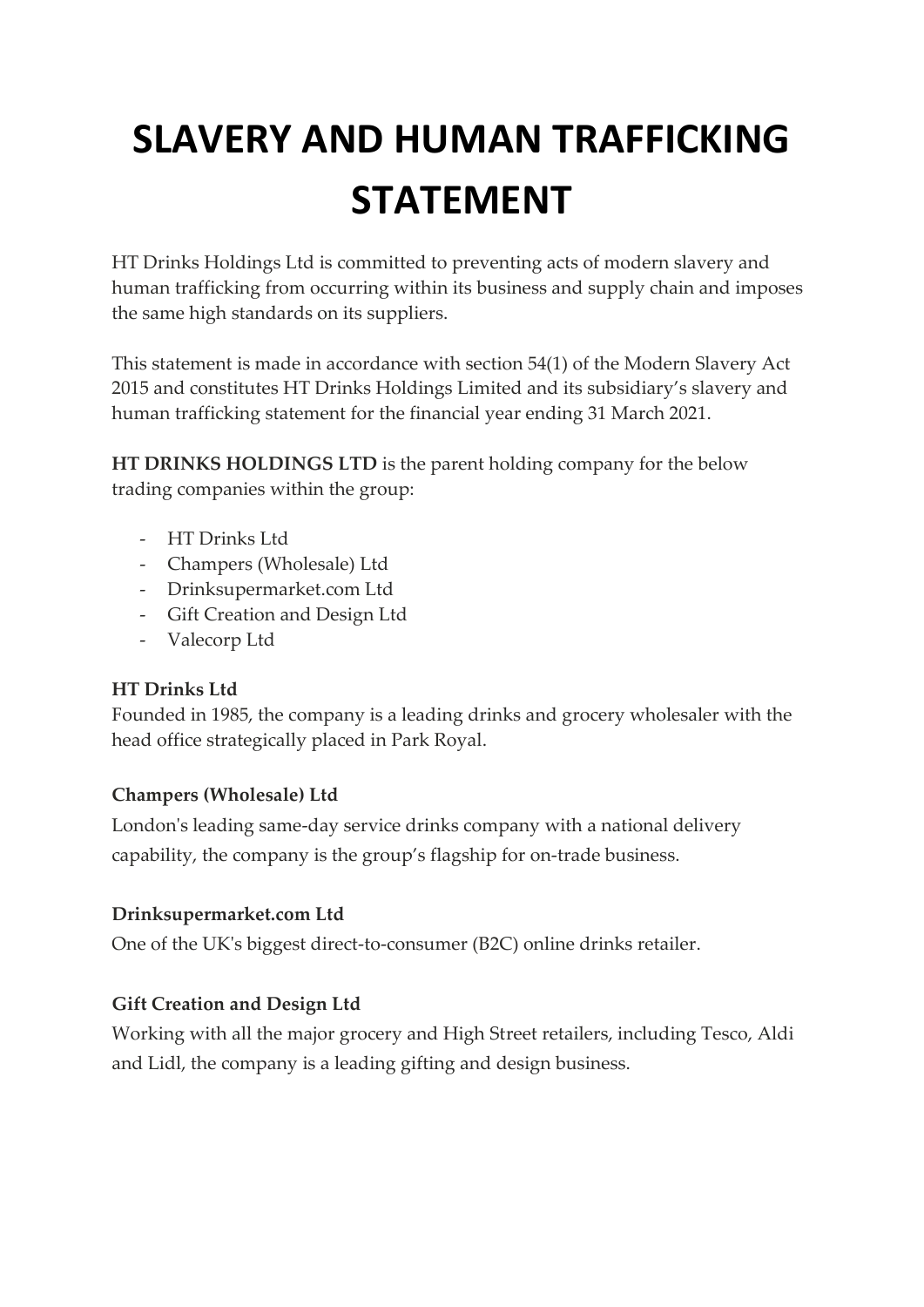# SLAVERY AND HUMAN TRAFFICKING STATEMENT

HT Drinks Holdings Ltd is committed to preventing acts of modern slavery and human trafficking from occurring within its business and supply chain and imposes the same high standards on its suppliers.

This statement is made in accordance with section 54(1) of the Modern Slavery Act 2015 and constitutes HT Drinks Holdings Limited and its subsidiary's slavery and human trafficking statement for the financial year ending 31 March 2021.

**HT DRINKS HOLDINGS LTD** is the parent holding company for the below trading companies within the group:

- HT Drinks Ltd
- Champers (Wholesale) Ltd
- Drinksupermarket.com Ltd
- Gift Creation and Design Ltd
- Valecorp Ltd

**HT Drinks Ltd**
Founded in 1985, the company is a leading drinks and grocery wholesaler with the head office strategically placed in Park Royal.

**Champers (Wholesale) Ltd**
London's leading same-day service drinks company with a national delivery capability, the company is the group's flagship for on-trade business.

**Drinksupermarket.com Ltd**
One of the UK's biggest direct-to-consumer (B2C) online drinks retailer.

**Gift Creation and Design Ltd**
Working with all the major grocery and High Street retailers, including Tesco, Aldi and Lidl, the company is a leading gifting and design business.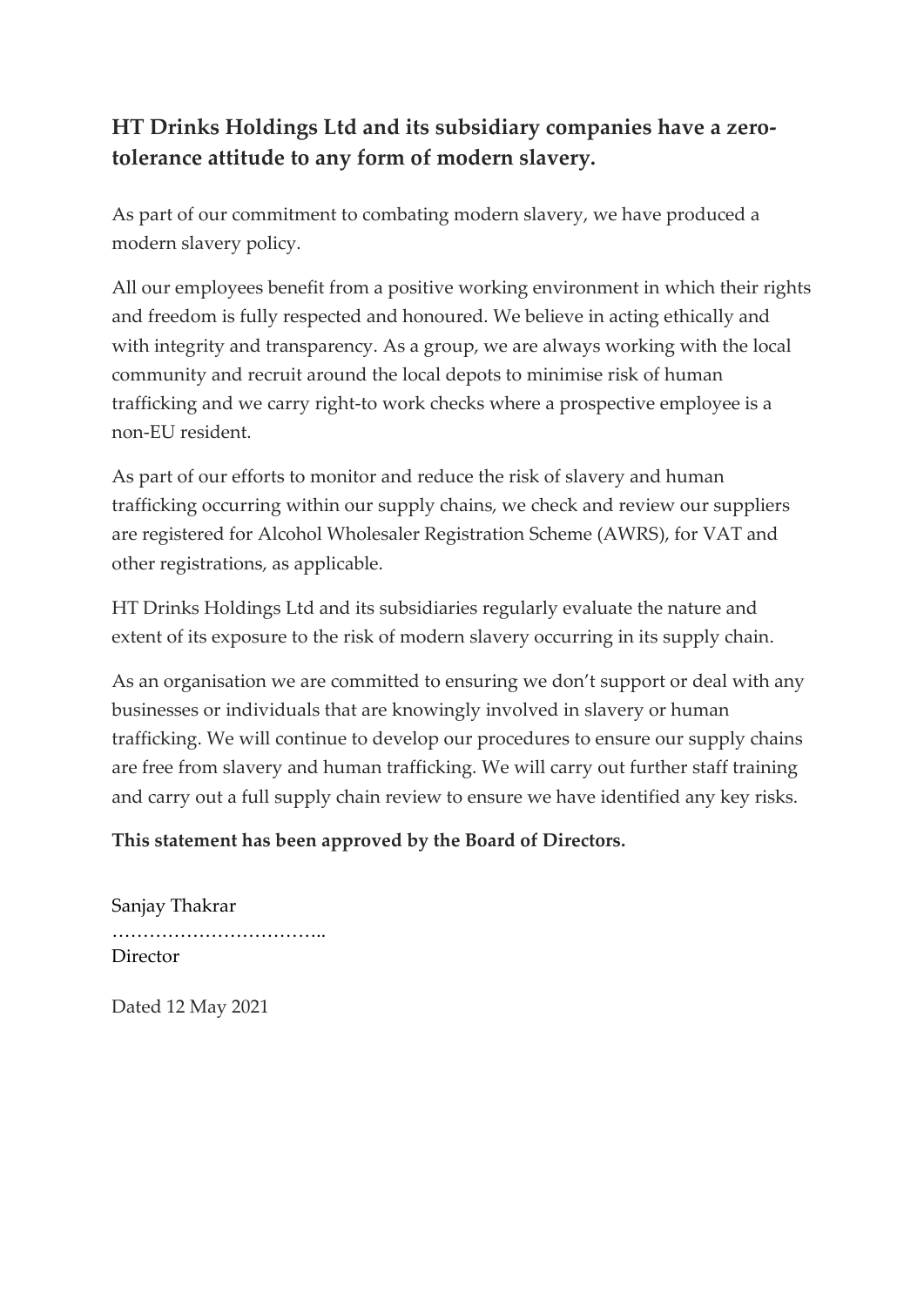**HT Drinks Holdings Ltd and its subsidiary companies have a zero-tolerance attitude to any form of modern slavery.**

As part of our commitment to combating modern slavery, we have produced a modern slavery policy.

All our employees benefit from a positive working environment in which their rights and freedom is fully respected and honoured. We believe in acting ethically and with integrity and transparency. As a group, we are always working with the local community and recruit around the local depots to minimise risk of human trafficking and we carry right-to work checks where a prospective employee is a non-EU resident.

As part of our efforts to monitor and reduce the risk of slavery and human trafficking occurring within our supply chains, we check and review our suppliers are registered for Alcohol Wholesaler Registration Scheme (AWRS), for VAT and other registrations, as applicable.

HT Drinks Holdings Ltd and its subsidiaries regularly evaluate the nature and extent of its exposure to the risk of modern slavery occurring in its supply chain.

As an organisation we are committed to ensuring we don't support or deal with any businesses or individuals that are knowingly involved in slavery or human trafficking. We will continue to develop our procedures to ensure our supply chains are free from slavery and human trafficking. We will carry out further staff training and carry out a full supply chain review to ensure we have identified any key risks.

**This statement has been approved by the Board of Directors.**

Sanjay Thakrar

……………………………..

Director

Dated 12 May 2021